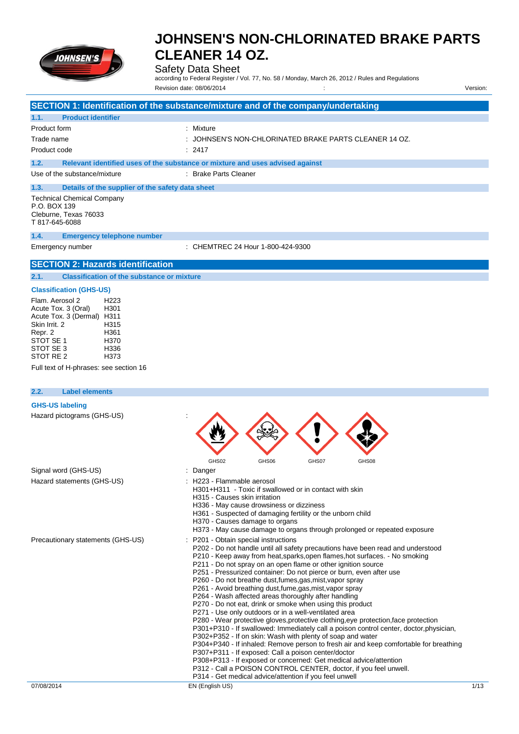# JOHNSEN'S NON-CHLORINATED BRAKE PARTS CLEANER 14 OZ.

Safety Data Sheet

according to Federal Register / Vol. 77, No. 58 / Monday, March 26, 2012 / Rules and Regulations

Revision date: 08/06/2014 : Version:

## SECTION 1: Identification of the substance/mixture and of the company/undertaking

### 1.1. Product identifier

| | |
|---|---|
| Product form | : Mixture |
| Trade name | : JOHNSEN'S NON-CHLORINATED BRAKE PARTS CLEANER 14 OZ. |
| Product code | : 2417 |

### 1.2. Relevant identified uses of the substance or mixture and uses advised against

| | |
|---|---|
| Use of the substance/mixture | : Brake Parts Cleaner |

### 1.3. Details of the supplier of the safety data sheet

Technical Chemical Company
P.O. BOX 139
Cleburne, Texas 76033
T 817-645-6088

### 1.4. Emergency telephone number

| | |
|---|---|
| Emergency number | : CHEMTREC 24 Hour 1-800-424-9300 |

## SECTION 2: Hazards identification

### 2.1. Classification of the substance or mixture

**Classification (GHS-US)**

| | |
|---|---|
| Flam. Aerosol 2 | H223 |
| Acute Tox. 3 (Oral) | H301 |
| Acute Tox. 3 (Dermal) | H311 |
| Skin Irrit. 2 | H315 |
| Repr. 2 | H361 |
| STOT SE 1 | H370 |
| STOT SE 3 | H336 |
| STOT RE 2 | H373 |

Full text of H-phrases: see section 16

### 2.2. Label elements

**GHS-US labeling**

Hazard pictograms (GHS-US) :

GHS02 GHS06 GHS07 GHS08

Signal word (GHS-US) : Danger

Hazard statements (GHS-US) :
- H223 - Flammable aerosol
- H301+H311 - Toxic if swallowed or in contact with skin
- H315 - Causes skin irritation
- H336 - May cause drowsiness or dizziness
- H361 - Suspected of damaging fertility or the unborn child
- H370 - Causes damage to organs
- H373 - May cause damage to organs through prolonged or repeated exposure

Precautionary statements (GHS-US) :
- P201 - Obtain special instructions
- P202 - Do not handle until all safety precautions have been read and understood
- P210 - Keep away from heat,sparks,open flames,hot surfaces. - No smoking
- P211 - Do not spray on an open flame or other ignition source
- P251 - Pressurized container: Do not pierce or burn, even after use
- P260 - Do not breathe dust,fumes,gas,mist,vapor spray
- P261 - Avoid breathing dust,fume,gas,mist,vapor spray
- P264 - Wash affected areas thoroughly after handling
- P270 - Do not eat, drink or smoke when using this product
- P271 - Use only outdoors or in a well-ventilated area
- P280 - Wear protective gloves,protective clothing,eye protection,face protection
- P301+P310 - If swallowed: Immediately call a poison control center, doctor,physician,
- P302+P352 - If on skin: Wash with plenty of soap and water
- P304+P340 - If inhaled: Remove person to fresh air and keep comfortable for breathing
- P307+P311 - If exposed: Call a poison center/doctor
- P308+P313 - If exposed or concerned: Get medical advice/attention
- P312 - Call a POISON CONTROL CENTER, doctor, if you feel unwell.
- P314 - Get medical advice/attention if you feel unwell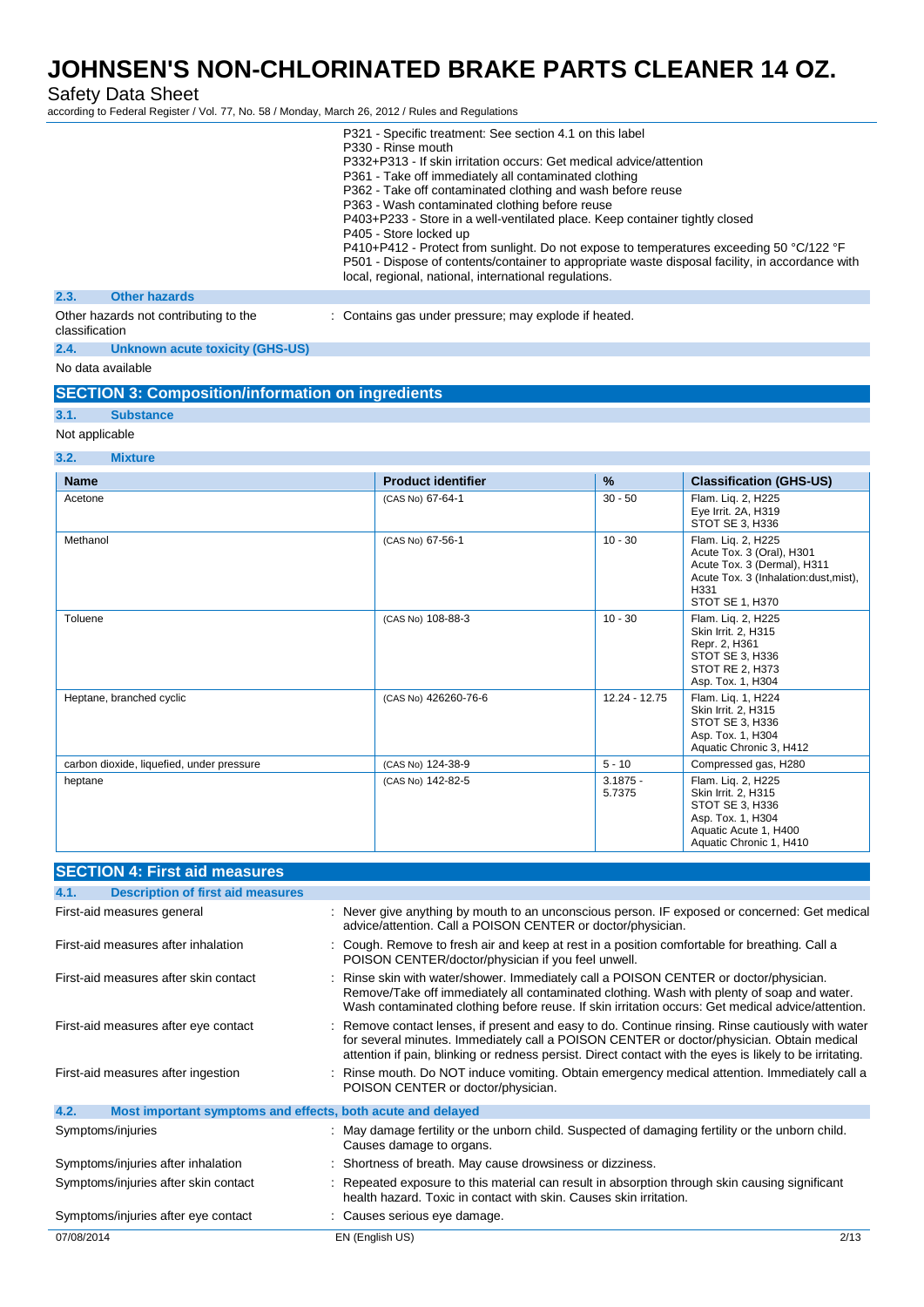P321 - Specific treatment: See section 4.1 on this label
P330 - Rinse mouth
P332+P313 - If skin irritation occurs: Get medical advice/attention
P361 - Take off immediately all contaminated clothing
P362 - Take off contaminated clothing and wash before reuse
P363 - Wash contaminated clothing before reuse
P403+P233 - Store in a well-ventilated place. Keep container tightly closed
P405 - Store locked up
P410+P412 - Protect from sunlight. Do not expose to temperatures exceeding 50 °C/122 °F
P501 - Dispose of contents/container to appropriate waste disposal facility, in accordance with local, regional, national, international regulations.

### 2.3. Other hazards

Other hazards not contributing to the classification : Contains gas under pressure; may explode if heated.

### 2.4. Unknown acute toxicity (GHS-US)

No data available

## SECTION 3: Composition/information on ingredients

### 3.1. Substance

Not applicable

### 3.2. Mixture

| Name | Product identifier | % | Classification (GHS-US) |
|---|---|---|---|
| Acetone | (CAS No) 67-64-1 | 30 - 50 | Flam. Liq. 2, H225<br>Eye Irrit. 2A, H319<br>STOT SE 3, H336 |
| Methanol | (CAS No) 67-56-1 | 10 - 30 | Flam. Liq. 2, H225<br>Acute Tox. 3 (Oral), H301<br>Acute Tox. 3 (Dermal), H311<br>Acute Tox. 3 (Inhalation:dust,mist), H331<br>STOT SE 1, H370 |
| Toluene | (CAS No) 108-88-3 | 10 - 30 | Flam. Liq. 2, H225<br>Skin Irrit. 2, H315<br>Repr. 2, H361<br>STOT SE 3, H336<br>STOT RE 2, H373<br>Asp. Tox. 1, H304 |
| Heptane, branched cyclic | (CAS No) 426260-76-6 | 12.24 - 12.75 | Flam. Liq. 1, H224<br>Skin Irrit. 2, H315<br>STOT SE 3, H336<br>Asp. Tox. 1, H304<br>Aquatic Chronic 3, H412 |
| carbon dioxide, liquefied, under pressure | (CAS No) 124-38-9 | 5 - 10 | Compressed gas, H280 |
| heptane | (CAS No) 142-82-5 | 3.1875 - 5.7375 | Flam. Liq. 2, H225<br>Skin Irrit. 2, H315<br>STOT SE 3, H336<br>Asp. Tox. 1, H304<br>Aquatic Acute 1, H400<br>Aquatic Chronic 1, H410 |

## SECTION 4: First aid measures

### 4.1. Description of first aid measures

First-aid measures general : Never give anything by mouth to an unconscious person. IF exposed or concerned: Get medical advice/attention. Call a POISON CENTER or doctor/physician.

First-aid measures after inhalation : Cough. Remove to fresh air and keep at rest in a position comfortable for breathing. Call a POISON CENTER/doctor/physician if you feel unwell.

First-aid measures after skin contact : Rinse skin with water/shower. Immediately call a POISON CENTER or doctor/physician. Remove/Take off immediately all contaminated clothing. Wash with plenty of soap and water. Wash contaminated clothing before reuse. If skin irritation occurs: Get medical advice/attention.

First-aid measures after eye contact : Remove contact lenses, if present and easy to do. Continue rinsing. Rinse cautiously with water for several minutes. Immediately call a POISON CENTER or doctor/physician. Obtain medical attention if pain, blinking or redness persist. Direct contact with the eyes is likely to be irritating.

First-aid measures after ingestion : Rinse mouth. Do NOT induce vomiting. Obtain emergency medical attention. Immediately call a POISON CENTER or doctor/physician.

### 4.2. Most important symptoms and effects, both acute and delayed

Symptoms/injuries : May damage fertility or the unborn child. Suspected of damaging fertility or the unborn child. Causes damage to organs.

Symptoms/injuries after inhalation : Shortness of breath. May cause drowsiness or dizziness.

Symptoms/injuries after skin contact : Repeated exposure to this material can result in absorption through skin causing significant health hazard. Toxic in contact with skin. Causes skin irritation.

Symptoms/injuries after eye contact : Causes serious eye damage.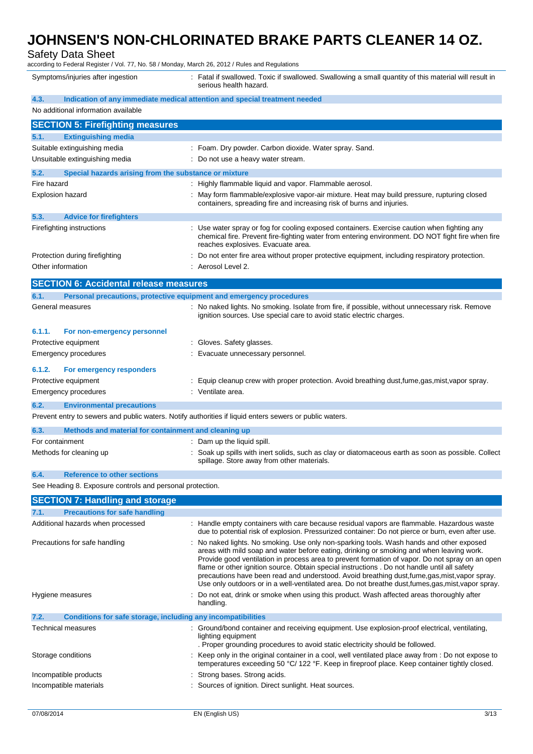| | |
|---|---|
| Symptoms/injuries after ingestion | : Fatal if swallowed. Toxic if swallowed. Swallowing a small quantity of this material will result in serious health hazard. |

### 4.3. Indication of any immediate medical attention and special treatment needed

No additional information available

## SECTION 5: Firefighting measures

### 5.1. Extinguishing media

| | |
|---|---|
| Suitable extinguishing media | : Foam. Dry powder. Carbon dioxide. Water spray. Sand. |
| Unsuitable extinguishing media | : Do not use a heavy water stream. |

### 5.2. Special hazards arising from the substance or mixture

| | |
|---|---|
| Fire hazard | : Highly flammable liquid and vapor. Flammable aerosol. |
| Explosion hazard | : May form flammable/explosive vapor-air mixture. Heat may build pressure, rupturing closed containers, spreading fire and increasing risk of burns and injuries. |

### 5.3. Advice for firefighters

| | |
|---|---|
| Firefighting instructions | : Use water spray or fog for cooling exposed containers. Exercise caution when fighting any chemical fire. Prevent fire-fighting water from entering environment. DO NOT fight fire when fire reaches explosives. Evacuate area. |
| Protection during firefighting | : Do not enter fire area without proper protective equipment, including respiratory protection. |
| Other information | : Aerosol Level 2. |

## SECTION 6: Accidental release measures

### 6.1. Personal precautions, protective equipment and emergency procedures

| | |
|---|---|
| General measures | : No naked lights. No smoking. Isolate from fire, if possible, without unnecessary risk. Remove ignition sources. Use special care to avoid static electric charges. |

#### 6.1.1. For non-emergency personnel

| | |
|---|---|
| Protective equipment | : Gloves. Safety glasses. |
| Emergency procedures | : Evacuate unnecessary personnel. |

#### 6.1.2. For emergency responders

| | |
|---|---|
| Protective equipment | : Equip cleanup crew with proper protection. Avoid breathing dust,fume,gas,mist,vapor spray. |
| Emergency procedures | : Ventilate area. |

### 6.2. Environmental precautions

Prevent entry to sewers and public waters. Notify authorities if liquid enters sewers or public waters.

### 6.3. Methods and material for containment and cleaning up

| | |
|---|---|
| For containment | : Dam up the liquid spill. |
| Methods for cleaning up | : Soak up spills with inert solids, such as clay or diatomaceous earth as soon as possible. Collect spillage. Store away from other materials. |

### 6.4. Reference to other sections

See Heading 8. Exposure controls and personal protection.

## SECTION 7: Handling and storage

### 7.1. Precautions for safe handling

| | |
|---|---|
| Additional hazards when processed | : Handle empty containers with care because residual vapors are flammable. Hazardous waste due to potential risk of explosion. Pressurized container: Do not pierce or burn, even after use. |
| Precautions for safe handling | : No naked lights. No smoking. Use only non-sparking tools. Wash hands and other exposed areas with mild soap and water before eating, drinking or smoking and when leaving work. Provide good ventilation in process area to prevent formation of vapor. Do not spray on an open flame or other ignition source. Obtain special instructions . Do not handle until all safety precautions have been read and understood. Avoid breathing dust,fume,gas,mist,vapor spray. Use only outdoors or in a well-ventilated area. Do not breathe dust,fumes,gas,mist,vapor spray. |
| Hygiene measures | : Do not eat, drink or smoke when using this product. Wash affected areas thoroughly after handling. |

### 7.2. Conditions for safe storage, including any incompatibilities

| | |
|---|---|
| Technical measures | : Ground/bond container and receiving equipment. Use explosion-proof electrical, ventilating, lighting equipment . Proper grounding procedures to avoid static electricity should be followed. |
| Storage conditions | : Keep only in the original container in a cool, well ventilated place away from : Do not expose to temperatures exceeding 50 °C/ 122 °F. Keep in fireproof place. Keep container tightly closed. |
| Incompatible products | : Strong bases. Strong acids. |
| Incompatible materials | : Sources of ignition. Direct sunlight. Heat sources. |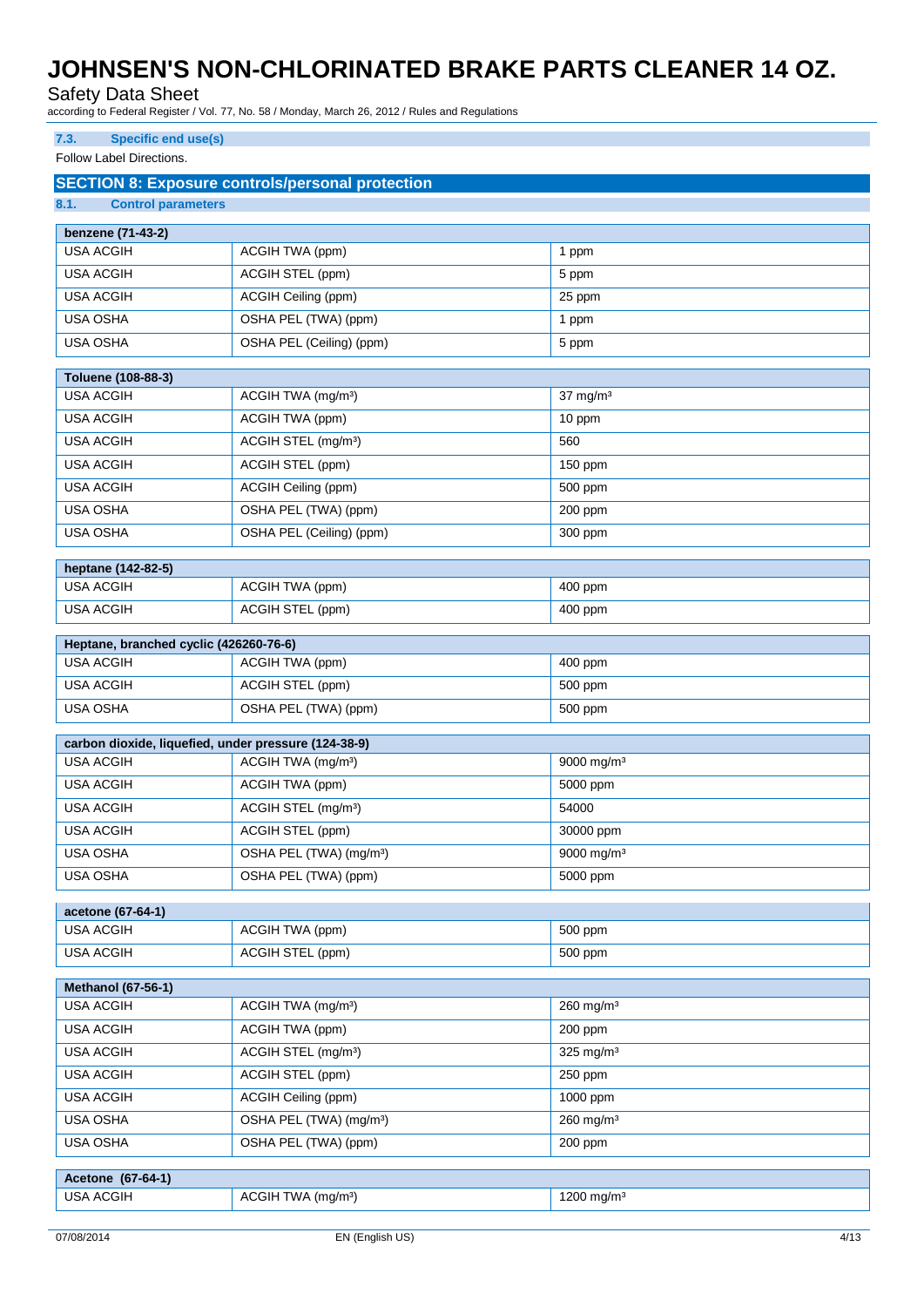### 7.3. Specific end use(s)

Follow Label Directions.

## SECTION 8: Exposure controls/personal protection

### 8.1. Control parameters

| benzene (71-43-2) | | |
|---|---|---|
| USA ACGIH | ACGIH TWA (ppm) | 1 ppm |
| USA ACGIH | ACGIH STEL (ppm) | 5 ppm |
| USA ACGIH | ACGIH Ceiling (ppm) | 25 ppm |
| USA OSHA | OSHA PEL (TWA) (ppm) | 1 ppm |
| USA OSHA | OSHA PEL (Ceiling) (ppm) | 5 ppm |

| Toluene (108-88-3) | | |
|---|---|---|
| USA ACGIH | ACGIH TWA (mg/m³) | 37 mg/m³ |
| USA ACGIH | ACGIH TWA (ppm) | 10 ppm |
| USA ACGIH | ACGIH STEL (mg/m³) | 560 |
| USA ACGIH | ACGIH STEL (ppm) | 150 ppm |
| USA ACGIH | ACGIH Ceiling (ppm) | 500 ppm |
| USA OSHA | OSHA PEL (TWA) (ppm) | 200 ppm |
| USA OSHA | OSHA PEL (Ceiling) (ppm) | 300 ppm |

| heptane (142-82-5) | | |
|---|---|---|
| USA ACGIH | ACGIH TWA (ppm) | 400 ppm |
| USA ACGIH | ACGIH STEL (ppm) | 400 ppm |

| Heptane, branched cyclic (426260-76-6) | | |
|---|---|---|
| USA ACGIH | ACGIH TWA (ppm) | 400 ppm |
| USA ACGIH | ACGIH STEL (ppm) | 500 ppm |
| USA OSHA | OSHA PEL (TWA) (ppm) | 500 ppm |

| carbon dioxide, liquefied, under pressure (124-38-9) | | |
|---|---|---|
| USA ACGIH | ACGIH TWA (mg/m³) | 9000 mg/m³ |
| USA ACGIH | ACGIH TWA (ppm) | 5000 ppm |
| USA ACGIH | ACGIH STEL (mg/m³) | 54000 |
| USA ACGIH | ACGIH STEL (ppm) | 30000 ppm |
| USA OSHA | OSHA PEL (TWA) (mg/m³) | 9000 mg/m³ |
| USA OSHA | OSHA PEL (TWA) (ppm) | 5000 ppm |

| acetone (67-64-1) | | |
|---|---|---|
| USA ACGIH | ACGIH TWA (ppm) | 500 ppm |
| USA ACGIH | ACGIH STEL (ppm) | 500 ppm |

| Methanol (67-56-1) | | |
|---|---|---|
| USA ACGIH | ACGIH TWA (mg/m³) | 260 mg/m³ |
| USA ACGIH | ACGIH TWA (ppm) | 200 ppm |
| USA ACGIH | ACGIH STEL (mg/m³) | 325 mg/m³ |
| USA ACGIH | ACGIH STEL (ppm) | 250 ppm |
| USA ACGIH | ACGIH Ceiling (ppm) | 1000 ppm |
| USA OSHA | OSHA PEL (TWA) (mg/m³) | 260 mg/m³ |
| USA OSHA | OSHA PEL (TWA) (ppm) | 200 ppm |

| Acetone (67-64-1) | | |
|---|---|---|
| USA ACGIH | ACGIH TWA (mg/m³) | 1200 mg/m³ |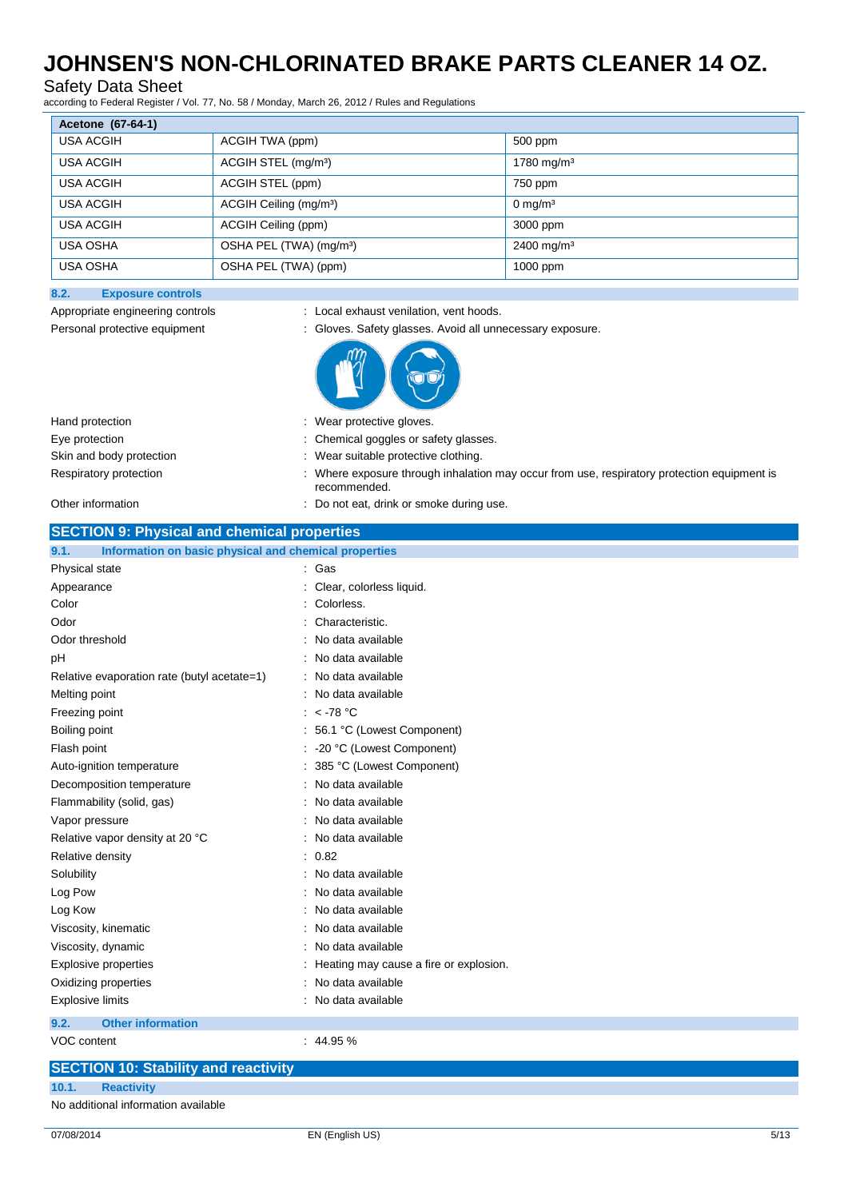| Acetone (67-64-1) | | |
|---|---|---|
| USA ACGIH | ACGIH TWA (ppm) | 500 ppm |
| USA ACGIH | ACGIH STEL (mg/m³) | 1780 mg/m³ |
| USA ACGIH | ACGIH STEL (ppm) | 750 ppm |
| USA ACGIH | ACGIH Ceiling (mg/m³) | 0 mg/m³ |
| USA ACGIH | ACGIH Ceiling (ppm) | 3000 ppm |
| USA OSHA | OSHA PEL (TWA) (mg/m³) | 2400 mg/m³ |
| USA OSHA | OSHA PEL (TWA) (ppm) | 1000 ppm |

### 8.2. Exposure controls

Appropriate engineering controls : Local exhaust venilation, vent hoods.

Personal protective equipment : Gloves. Safety glasses. Avoid all unnecessary exposure.

Hand protection : Wear protective gloves.

Eye protection : Chemical goggles or safety glasses.

Skin and body protection : Wear suitable protective clothing.

Respiratory protection : Where exposure through inhalation may occur from use, respiratory protection equipment is recommended.

Other information : Do not eat, drink or smoke during use.

## SECTION 9: Physical and chemical properties

### 9.1. Information on basic physical and chemical properties

Physical state : Gas

Appearance : Clear, colorless liquid.

Color : Colorless.

Odor : Characteristic.

Odor threshold : No data available

pH : No data available

Relative evaporation rate (butyl acetate=1) : No data available

Melting point : No data available

Freezing point : < -78 °C

Boiling point : 56.1 °C (Lowest Component)

Flash point : -20 °C (Lowest Component)

Auto-ignition temperature : 385 °C (Lowest Component)

Decomposition temperature : No data available

Flammability (solid, gas) : No data available

Vapor pressure : No data available

Relative vapor density at 20 °C : No data available

Relative density : 0.82

Solubility : No data available

Log Pow : No data available

Log Kow : No data available

Viscosity, kinematic : No data available

Viscosity, dynamic : No data available

Explosive properties : Heating may cause a fire or explosion.

Oxidizing properties : No data available

Explosive limits : No data available

### 9.2. Other information

VOC content : 44.95 %

## SECTION 10: Stability and reactivity

### 10.1. Reactivity

No additional information available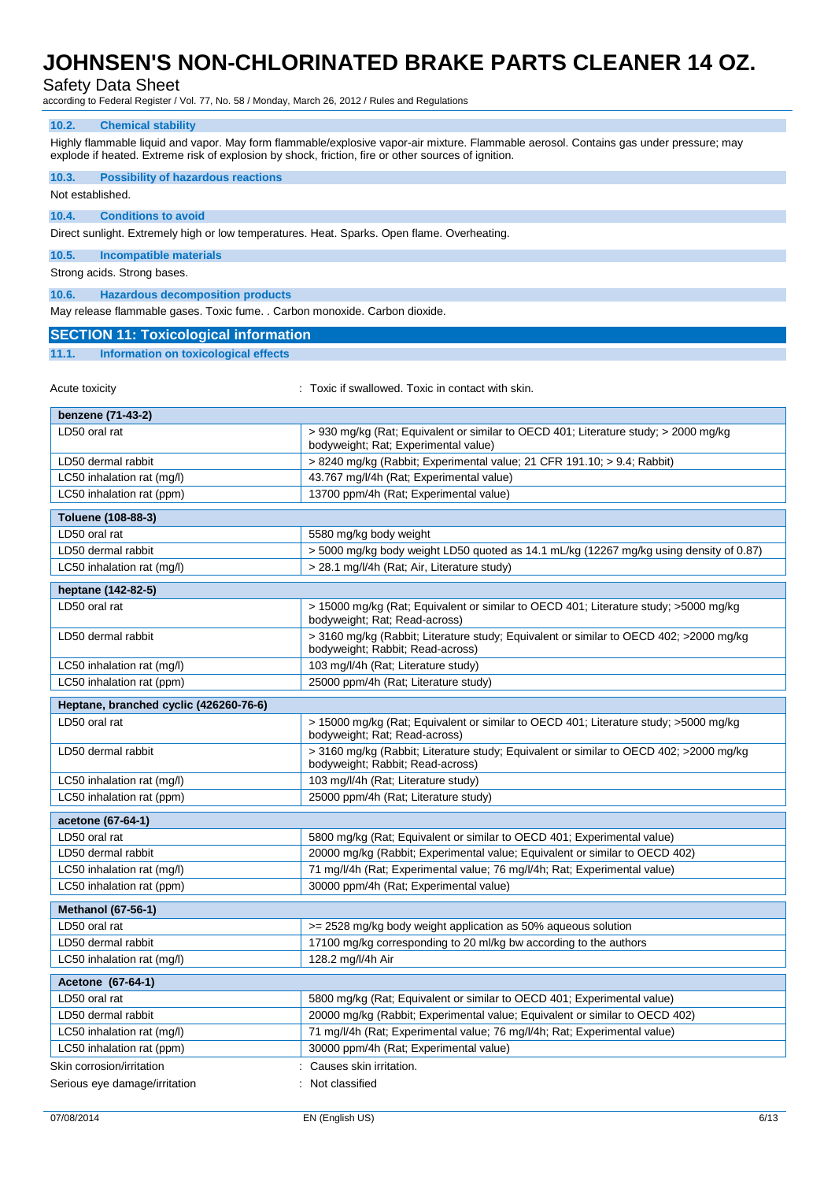#### 10.2. Chemical stability

Highly flammable liquid and vapor. May form flammable/explosive vapor-air mixture. Flammable aerosol. Contains gas under pressure; may explode if heated. Extreme risk of explosion by shock, friction, fire or other sources of ignition.

#### 10.3. Possibility of hazardous reactions

Not established.

#### 10.4. Conditions to avoid

Direct sunlight. Extremely high or low temperatures. Heat. Sparks. Open flame. Overheating.

#### 10.5. Incompatible materials

Strong acids. Strong bases.

#### 10.6. Hazardous decomposition products

May release flammable gases. Toxic fume. . Carbon monoxide. Carbon dioxide.

## SECTION 11: Toxicological information

#### 11.1. Information on toxicological effects

Acute toxicity : Toxic if swallowed. Toxic in contact with skin.

| benzene (71-43-2) | |
|---|---|
| LD50 oral rat | > 930 mg/kg (Rat; Equivalent or similar to OECD 401; Literature study; > 2000 mg/kg bodyweight; Rat; Experimental value) |
| LD50 dermal rabbit | > 8240 mg/kg (Rabbit; Experimental value; 21 CFR 191.10; > 9.4; Rabbit) |
| LC50 inhalation rat (mg/l) | 43.767 mg/l/4h (Rat; Experimental value) |
| LC50 inhalation rat (ppm) | 13700 ppm/4h (Rat; Experimental value) |

| Toluene (108-88-3) | |
|---|---|
| LD50 oral rat | 5580 mg/kg body weight |
| LD50 dermal rabbit | > 5000 mg/kg body weight LD50 quoted as 14.1 mL/kg (12267 mg/kg using density of 0.87) |
| LC50 inhalation rat (mg/l) | > 28.1 mg/l/4h (Rat; Air, Literature study) |

| heptane (142-82-5) | |
|---|---|
| LD50 oral rat | > 15000 mg/kg (Rat; Equivalent or similar to OECD 401; Literature study; >5000 mg/kg bodyweight; Rat; Read-across) |
| LD50 dermal rabbit | > 3160 mg/kg (Rabbit; Literature study; Equivalent or similar to OECD 402; >2000 mg/kg bodyweight; Rabbit; Read-across) |
| LC50 inhalation rat (mg/l) | 103 mg/l/4h (Rat; Literature study) |
| LC50 inhalation rat (ppm) | 25000 ppm/4h (Rat; Literature study) |

| Heptane, branched cyclic (426260-76-6) | |
|---|---|
| LD50 oral rat | > 15000 mg/kg (Rat; Equivalent or similar to OECD 401; Literature study; >5000 mg/kg bodyweight; Rat; Read-across) |
| LD50 dermal rabbit | > 3160 mg/kg (Rabbit; Literature study; Equivalent or similar to OECD 402; >2000 mg/kg bodyweight; Rabbit; Read-across) |
| LC50 inhalation rat (mg/l) | 103 mg/l/4h (Rat; Literature study) |
| LC50 inhalation rat (ppm) | 25000 ppm/4h (Rat; Literature study) |

| acetone (67-64-1) | |
|---|---|
| LD50 oral rat | 5800 mg/kg (Rat; Equivalent or similar to OECD 401; Experimental value) |
| LD50 dermal rabbit | 20000 mg/kg (Rabbit; Experimental value; Equivalent or similar to OECD 402) |
| LC50 inhalation rat (mg/l) | 71 mg/l/4h (Rat; Experimental value; 76 mg/l/4h; Rat; Experimental value) |
| LC50 inhalation rat (ppm) | 30000 ppm/4h (Rat; Experimental value) |

| Methanol (67-56-1) | |
|---|---|
| LD50 oral rat | >= 2528 mg/kg body weight application as 50% aqueous solution |
| LD50 dermal rabbit | 17100 mg/kg corresponding to 20 ml/kg bw according to the authors |
| LC50 inhalation rat (mg/l) | 128.2 mg/l/4h Air |

| Acetone (67-64-1) | |
|---|---|
| LD50 oral rat | 5800 mg/kg (Rat; Equivalent or similar to OECD 401; Experimental value) |
| LD50 dermal rabbit | 20000 mg/kg (Rabbit; Experimental value; Equivalent or similar to OECD 402) |
| LC50 inhalation rat (mg/l) | 71 mg/l/4h (Rat; Experimental value; 76 mg/l/4h; Rat; Experimental value) |
| LC50 inhalation rat (ppm) | 30000 ppm/4h (Rat; Experimental value) |

Skin corrosion/irritation : Causes skin irritation.

Serious eye damage/irritation : Not classified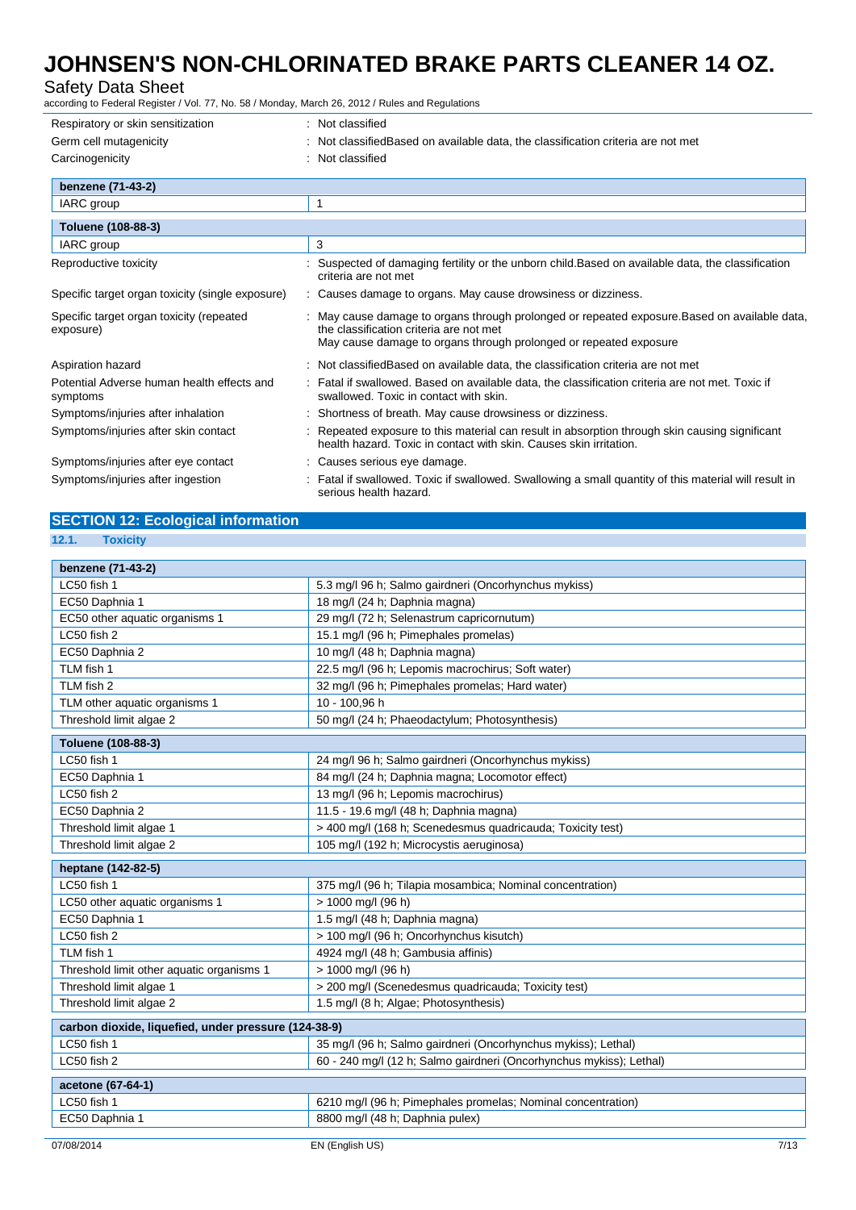| | |
|---|---|
| Respiratory or skin sensitization | : Not classified |
| Germ cell mutagenicity | : Not classifiedBased on available data, the classification criteria are not met |
| Carcinogenicity | : Not classified |

| benzene (71-43-2) | |
|---|---|
| IARC group | 1 |

| Toluene (108-88-3) | |
|---|---|
| IARC group | 3 |

| | |
|---|---|
| Reproductive toxicity | : Suspected of damaging fertility or the unborn child.Based on available data, the classification criteria are not met |
| Specific target organ toxicity (single exposure) | : Causes damage to organs. May cause drowsiness or dizziness. |
| Specific target organ toxicity (repeated exposure) | : May cause damage to organs through prolonged or repeated exposure.Based on available data, the classification criteria are not met<br>May cause damage to organs through prolonged or repeated exposure |
| Aspiration hazard | : Not classifiedBased on available data, the classification criteria are not met |
| Potential Adverse human health effects and symptoms | : Fatal if swallowed. Based on available data, the classification criteria are not met. Toxic if swallowed. Toxic in contact with skin. |
| Symptoms/injuries after inhalation | : Shortness of breath. May cause drowsiness or dizziness. |
| Symptoms/injuries after skin contact | : Repeated exposure to this material can result in absorption through skin causing significant health hazard. Toxic in contact with skin. Causes skin irritation. |
| Symptoms/injuries after eye contact | : Causes serious eye damage. |
| Symptoms/injuries after ingestion | : Fatal if swallowed. Toxic if swallowed. Swallowing a small quantity of this material will result in serious health hazard. |

## SECTION 12: Ecological information

### 12.1. Toxicity

| benzene (71-43-2) | |
|---|---|
| LC50 fish 1 | 5.3 mg/l 96 h; Salmo gairdneri (Oncorhynchus mykiss) |
| EC50 Daphnia 1 | 18 mg/l (24 h; Daphnia magna) |
| EC50 other aquatic organisms 1 | 29 mg/l (72 h; Selenastrum capricornutum) |
| LC50 fish 2 | 15.1 mg/l (96 h; Pimephales promelas) |
| EC50 Daphnia 2 | 10 mg/l (48 h; Daphnia magna) |
| TLM fish 1 | 22.5 mg/l (96 h; Lepomis macrochirus; Soft water) |
| TLM fish 2 | 32 mg/l (96 h; Pimephales promelas; Hard water) |
| TLM other aquatic organisms 1 | 10 - 100,96 h |
| Threshold limit algae 2 | 50 mg/l (24 h; Phaeodactylum; Photosynthesis) |

| Toluene (108-88-3) | |
|---|---|
| LC50 fish 1 | 24 mg/l 96 h; Salmo gairdneri (Oncorhynchus mykiss) |
| EC50 Daphnia 1 | 84 mg/l (24 h; Daphnia magna; Locomotor effect) |
| LC50 fish 2 | 13 mg/l (96 h; Lepomis macrochirus) |
| EC50 Daphnia 2 | 11.5 - 19.6 mg/l (48 h; Daphnia magna) |
| Threshold limit algae 1 | > 400 mg/l (168 h; Scenedesmus quadricauda; Toxicity test) |
| Threshold limit algae 2 | 105 mg/l (192 h; Microcystis aeruginosa) |

| heptane (142-82-5) | |
|---|---|
| LC50 fish 1 | 375 mg/l (96 h; Tilapia mosambica; Nominal concentration) |
| LC50 other aquatic organisms 1 | > 1000 mg/l (96 h) |
| EC50 Daphnia 1 | 1.5 mg/l (48 h; Daphnia magna) |
| LC50 fish 2 | > 100 mg/l (96 h; Oncorhynchus kisutch) |
| TLM fish 1 | 4924 mg/l (48 h; Gambusia affinis) |
| Threshold limit other aquatic organisms 1 | > 1000 mg/l (96 h) |
| Threshold limit algae 1 | > 200 mg/l (Scenedesmus quadricauda; Toxicity test) |
| Threshold limit algae 2 | 1.5 mg/l (8 h; Algae; Photosynthesis) |

| carbon dioxide, liquefied, under pressure (124-38-9) | |
|---|---|
| LC50 fish 1 | 35 mg/l (96 h; Salmo gairdneri (Oncorhynchus mykiss); Lethal) |
| LC50 fish 2 | 60 - 240 mg/l (12 h; Salmo gairdneri (Oncorhynchus mykiss); Lethal) |

| acetone (67-64-1) | |
|---|---|
| LC50 fish 1 | 6210 mg/l (96 h; Pimephales promelas; Nominal concentration) |
| EC50 Daphnia 1 | 8800 mg/l (48 h; Daphnia pulex) |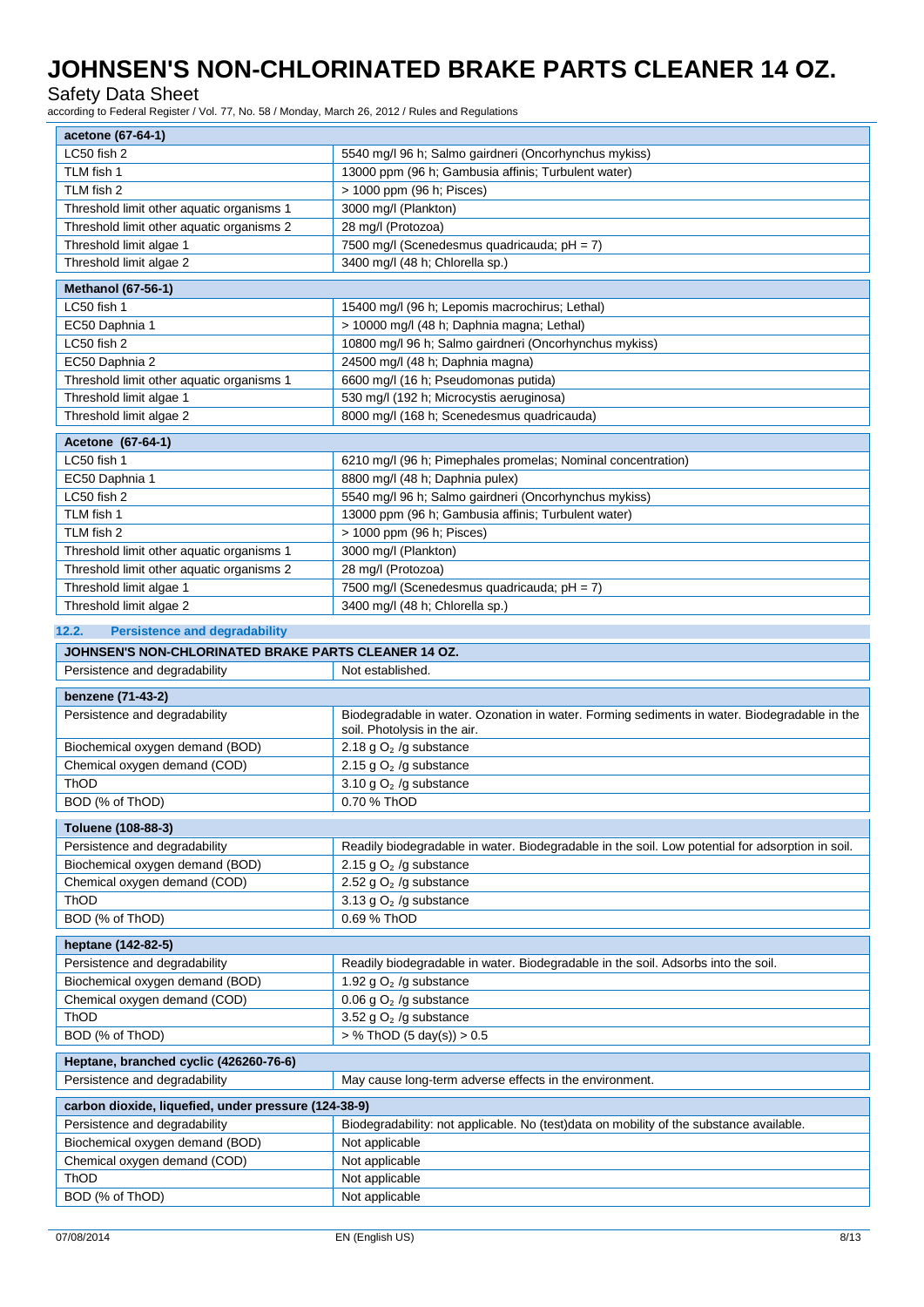| acetone (67-64-1) | |
|---|---|
| LC50 fish 2 | 5540 mg/l 96 h; Salmo gairdneri (Oncorhynchus mykiss) |
| TLM fish 1 | 13000 ppm (96 h; Gambusia affinis; Turbulent water) |
| TLM fish 2 | > 1000 ppm (96 h; Pisces) |
| Threshold limit other aquatic organisms 1 | 3000 mg/l (Plankton) |
| Threshold limit other aquatic organisms 2 | 28 mg/l (Protozoa) |
| Threshold limit algae 1 | 7500 mg/l (Scenedesmus quadricauda; pH = 7) |
| Threshold limit algae 2 | 3400 mg/l (48 h; Chlorella sp.) |

| Methanol (67-56-1) | |
|---|---|
| LC50 fish 1 | 15400 mg/l (96 h; Lepomis macrochirus; Lethal) |
| EC50 Daphnia 1 | > 10000 mg/l (48 h; Daphnia magna; Lethal) |
| LC50 fish 2 | 10800 mg/l 96 h; Salmo gairdneri (Oncorhynchus mykiss) |
| EC50 Daphnia 2 | 24500 mg/l (48 h; Daphnia magna) |
| Threshold limit other aquatic organisms 1 | 6600 mg/l (16 h; Pseudomonas putida) |
| Threshold limit algae 1 | 530 mg/l (192 h; Microcystis aeruginosa) |
| Threshold limit algae 2 | 8000 mg/l (168 h; Scenedesmus quadricauda) |

| Acetone (67-64-1) | |
|---|---|
| LC50 fish 1 | 6210 mg/l (96 h; Pimephales promelas; Nominal concentration) |
| EC50 Daphnia 1 | 8800 mg/l (48 h; Daphnia pulex) |
| LC50 fish 2 | 5540 mg/l 96 h; Salmo gairdneri (Oncorhynchus mykiss) |
| TLM fish 1 | 13000 ppm (96 h; Gambusia affinis; Turbulent water) |
| TLM fish 2 | > 1000 ppm (96 h; Pisces) |
| Threshold limit other aquatic organisms 1 | 3000 mg/l (Plankton) |
| Threshold limit other aquatic organisms 2 | 28 mg/l (Protozoa) |
| Threshold limit algae 1 | 7500 mg/l (Scenedesmus quadricauda; pH = 7) |
| Threshold limit algae 2 | 3400 mg/l (48 h; Chlorella sp.) |

### 12.2. Persistence and degradability

| JOHNSEN'S NON-CHLORINATED BRAKE PARTS CLEANER 14 OZ. | |
|---|---|
| Persistence and degradability | Not established. |

| benzene (71-43-2) | |
|---|---|
| Persistence and degradability | Biodegradable in water. Ozonation in water. Forming sediments in water. Biodegradable in the soil. Photolysis in the air. |
| Biochemical oxygen demand (BOD) | 2.18 g $O_2$ /g substance |
| Chemical oxygen demand (COD) | 2.15 g $O_2$ /g substance |
| ThOD | 3.10 g $O_2$ /g substance |
| BOD (% of ThOD) | 0.70 % ThOD |

| Toluene (108-88-3) | |
|---|---|
| Persistence and degradability | Readily biodegradable in water. Biodegradable in the soil. Low potential for adsorption in soil. |
| Biochemical oxygen demand (BOD) | 2.15 g $O_2$ /g substance |
| Chemical oxygen demand (COD) | 2.52 g $O_2$ /g substance |
| ThOD | 3.13 g $O_2$ /g substance |
| BOD (% of ThOD) | 0.69 % ThOD |

| heptane (142-82-5) | |
|---|---|
| Persistence and degradability | Readily biodegradable in water. Biodegradable in the soil. Adsorbs into the soil. |
| Biochemical oxygen demand (BOD) | 1.92 g $O_2$ /g substance |
| Chemical oxygen demand (COD) | 0.06 g $O_2$ /g substance |
| ThOD | 3.52 g $O_2$ /g substance |
| BOD (% of ThOD) | > % ThOD (5 day(s)) > 0.5 |

| Heptane, branched cyclic (426260-76-6) | |
|---|---|
| Persistence and degradability | May cause long-term adverse effects in the environment. |

| carbon dioxide, liquefied, under pressure (124-38-9) | |
|---|---|
| Persistence and degradability | Biodegradability: not applicable. No (test)data on mobility of the substance available. |
| Biochemical oxygen demand (BOD) | Not applicable |
| Chemical oxygen demand (COD) | Not applicable |
| ThOD | Not applicable |
| BOD (% of ThOD) | Not applicable |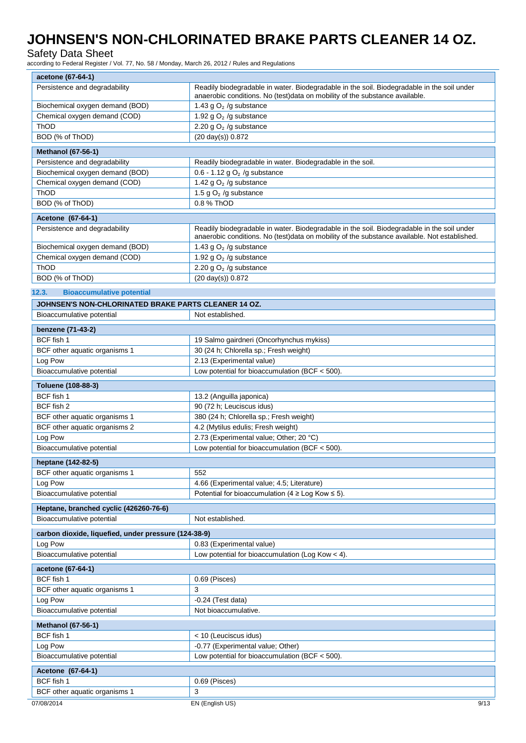| acetone (67-64-1) | |
|---|---|
| Persistence and degradability | Readily biodegradable in water. Biodegradable in the soil. Biodegradable in the soil under anaerobic conditions. No (test)data on mobility of the substance available. |
| Biochemical oxygen demand (BOD) | 1.43 g $O_2$ /g substance |
| Chemical oxygen demand (COD) | 1.92 g $O_2$ /g substance |
| ThOD | 2.20 g $O_2$ /g substance |
| BOD (% of ThOD) | (20 day(s)) 0.872 |

| Methanol (67-56-1) | |
|---|---|
| Persistence and degradability | Readily biodegradable in water. Biodegradable in the soil. |
| Biochemical oxygen demand (BOD) | 0.6 - 1.12 g $O_2$ /g substance |
| Chemical oxygen demand (COD) | 1.42 g $O_2$ /g substance |
| ThOD | 1.5 g $O_2$ /g substance |
| BOD (% of ThOD) | 0.8 % ThOD |

| Acetone (67-64-1) | |
|---|---|
| Persistence and degradability | Readily biodegradable in water. Biodegradable in the soil. Biodegradable in the soil under anaerobic conditions. No (test)data on mobility of the substance available. Not established. |
| Biochemical oxygen demand (BOD) | 1.43 g $O_2$ /g substance |
| Chemical oxygen demand (COD) | 1.92 g $O_2$ /g substance |
| ThOD | 2.20 g $O_2$ /g substance |
| BOD (% of ThOD) | (20 day(s)) 0.872 |

### 12.3. Bioaccumulative potential

| JOHNSEN'S NON-CHLORINATED BRAKE PARTS CLEANER 14 OZ. | |
|---|---|
| Bioaccumulative potential | Not established. |

| benzene (71-43-2) | |
|---|---|
| BCF fish 1 | 19 Salmo gairdneri (Oncorhynchus mykiss) |
| BCF other aquatic organisms 1 | 30 (24 h; Chlorella sp.; Fresh weight) |
| Log Pow | 2.13 (Experimental value) |
| Bioaccumulative potential | Low potential for bioaccumulation (BCF < 500). |

| Toluene (108-88-3) | |
|---|---|
| BCF fish 1 | 13.2 (Anguilla japonica) |
| BCF fish 2 | 90 (72 h; Leuciscus idus) |
| BCF other aquatic organisms 1 | 380 (24 h; Chlorella sp.; Fresh weight) |
| BCF other aquatic organisms 2 | 4.2 (Mytilus edulis; Fresh weight) |
| Log Pow | 2.73 (Experimental value; Other; 20 °C) |
| Bioaccumulative potential | Low potential for bioaccumulation (BCF < 500). |

| heptane (142-82-5) | |
|---|---|
| BCF other aquatic organisms 1 | 552 |
| Log Pow | 4.66 (Experimental value; 4.5; Literature) |
| Bioaccumulative potential | Potential for bioaccumulation (4 ≥ Log Kow ≤ 5). |

| Heptane, branched cyclic (426260-76-6) | |
|---|---|
| Bioaccumulative potential | Not established. |

| carbon dioxide, liquefied, under pressure (124-38-9) | |
|---|---|
| Log Pow | 0.83 (Experimental value) |
| Bioaccumulative potential | Low potential for bioaccumulation (Log Kow < 4). |

| acetone (67-64-1) | |
|---|---|
| BCF fish 1 | 0.69 (Pisces) |
| BCF other aquatic organisms 1 | 3 |
| Log Pow | -0.24 (Test data) |
| Bioaccumulative potential | Not bioaccumulative. |

| Methanol (67-56-1) | |
|---|---|
| BCF fish 1 | < 10 (Leuciscus idus) |
| Log Pow | -0.77 (Experimental value; Other) |
| Bioaccumulative potential | Low potential for bioaccumulation (BCF < 500). |

| Acetone (67-64-1) | |
|---|---|
| BCF fish 1 | 0.69 (Pisces) |
| BCF other aquatic organisms 1 | 3 |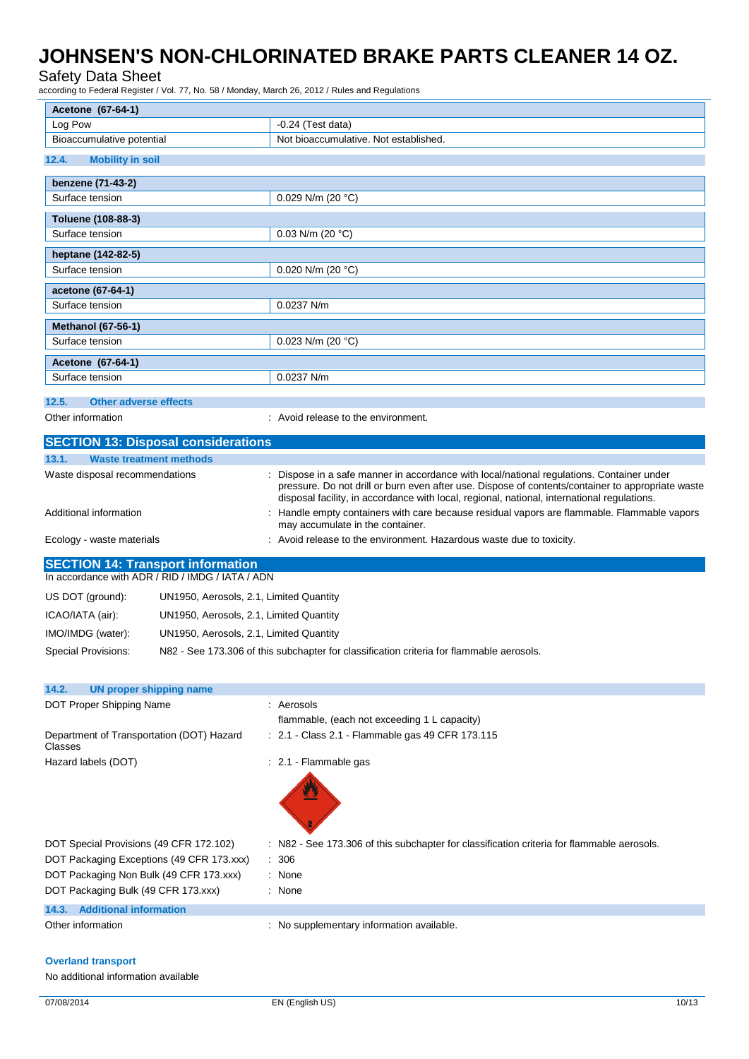| Acetone (67-64-1) | |
|---|---|
| Log Pow | -0.24 (Test data) |
| Bioaccumulative potential | Not bioaccumulative. Not established. |

### 12.4. Mobility in soil

| benzene (71-43-2) | |
|---|---|
| Surface tension | 0.029 N/m (20 °C) |

| Toluene (108-88-3) | |
|---|---|
| Surface tension | 0.03 N/m (20 °C) |

| heptane (142-82-5) | |
|---|---|
| Surface tension | 0.020 N/m (20 °C) |

| acetone (67-64-1) | |
|---|---|
| Surface tension | 0.0237 N/m |

| Methanol (67-56-1) | |
|---|---|
| Surface tension | 0.023 N/m (20 °C) |

| Acetone (67-64-1) | |
|---|---|
| Surface tension | 0.0237 N/m |

### 12.5. Other adverse effects

Other information : Avoid release to the environment.

## SECTION 13: Disposal considerations

### 13.1. Waste treatment methods

Waste disposal recommendations : Dispose in a safe manner in accordance with local/national regulations. Container under pressure. Do not drill or burn even after use. Dispose of contents/container to appropriate waste disposal facility, in accordance with local, regional, national, international regulations.

Additional information : Handle empty containers with care because residual vapors are flammable. Flammable vapors may accumulate in the container.

Ecology - waste materials : Avoid release to the environment. Hazardous waste due to toxicity.

## SECTION 14: Transport information

In accordance with ADR / RID / IMDG / IATA / ADN

US DOT (ground): UN1950, Aerosols, 2.1, Limited Quantity

ICAO/IATA (air): UN1950, Aerosols, 2.1, Limited Quantity

IMO/IMDG (water): UN1950, Aerosols, 2.1, Limited Quantity

Special Provisions: N82 - See 173.306 of this subchapter for classification criteria for flammable aerosols.

### 14.2. UN proper shipping name

DOT Proper Shipping Name : Aerosols
flammable, (each not exceeding 1 L capacity)

Department of Transportation (DOT) Hazard Classes : 2.1 - Class 2.1 - Flammable gas 49 CFR 173.115

Hazard labels (DOT) : 2.1 - Flammable gas

DOT Special Provisions (49 CFR 172.102) : N82 - See 173.306 of this subchapter for classification criteria for flammable aerosols.

DOT Packaging Exceptions (49 CFR 173.xxx) : 306

DOT Packaging Non Bulk (49 CFR 173.xxx) : None

DOT Packaging Bulk (49 CFR 173.xxx) : None

### 14.3. Additional information

Other information : No supplementary information available.

**Overland transport**

No additional information available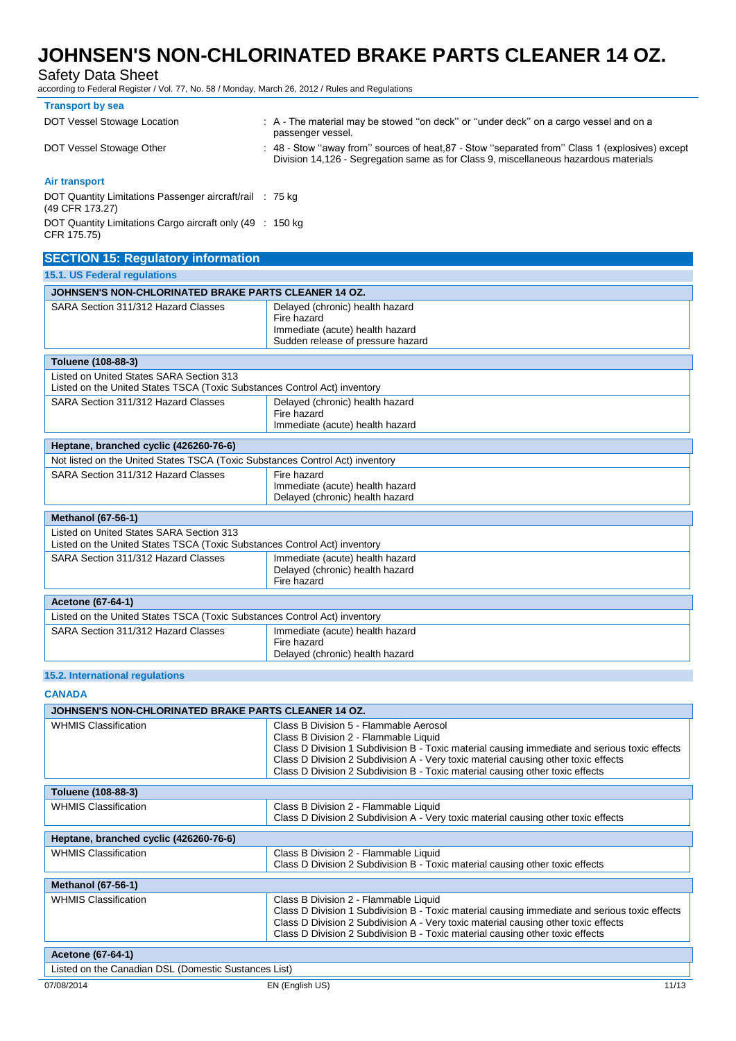**Transport by sea**

| | |
|---|---|
| DOT Vessel Stowage Location | : A - The material may be stowed "on deck" or "under deck" on a cargo vessel and on a passenger vessel. |
| DOT Vessel Stowage Other | : 48 - Stow "away from" sources of heat,87 - Stow "separated from" Class 1 (explosives) except Division 14,126 - Segregation same as for Class 9, miscellaneous hazardous materials |

**Air transport**

| | |
|---|---|
| DOT Quantity Limitations Passenger aircraft/rail (49 CFR 173.27) | : 75 kg |
| DOT Quantity Limitations Cargo aircraft only (49 CFR 175.75) | : 150 kg |

## SECTION 15: Regulatory information

### 15.1. US Federal regulations

| JOHNSEN'S NON-CHLORINATED BRAKE PARTS CLEANER 14 OZ. | |
|---|---|
| SARA Section 311/312 Hazard Classes | Delayed (chronic) health hazard<br>Fire hazard<br>Immediate (acute) health hazard<br>Sudden release of pressure hazard |

| Toluene (108-88-3) | |
|---|---|
| Listed on United States SARA Section 313<br>Listed on the United States TSCA (Toxic Substances Control Act) inventory | |
| SARA Section 311/312 Hazard Classes | Delayed (chronic) health hazard<br>Fire hazard<br>Immediate (acute) health hazard |

| Heptane, branched cyclic (426260-76-6) | |
|---|---|
| Not listed on the United States TSCA (Toxic Substances Control Act) inventory | |
| SARA Section 311/312 Hazard Classes | Fire hazard<br>Immediate (acute) health hazard<br>Delayed (chronic) health hazard |

| Methanol (67-56-1) | |
|---|---|
| Listed on United States SARA Section 313<br>Listed on the United States TSCA (Toxic Substances Control Act) inventory | |
| SARA Section 311/312 Hazard Classes | Immediate (acute) health hazard<br>Delayed (chronic) health hazard<br>Fire hazard |

| Acetone (67-64-1) | |
|---|---|
| Listed on the United States TSCA (Toxic Substances Control Act) inventory | |
| SARA Section 311/312 Hazard Classes | Immediate (acute) health hazard<br>Fire hazard<br>Delayed (chronic) health hazard |

### 15.2. International regulations

**CANADA**

| JOHNSEN'S NON-CHLORINATED BRAKE PARTS CLEANER 14 OZ. | |
|---|---|
| WHMIS Classification | Class B Division 5 - Flammable Aerosol<br>Class B Division 2 - Flammable Liquid<br>Class D Division 1 Subdivision B - Toxic material causing immediate and serious toxic effects<br>Class D Division 2 Subdivision A - Very toxic material causing other toxic effects<br>Class D Division 2 Subdivision B - Toxic material causing other toxic effects |

| Toluene (108-88-3) | |
|---|---|
| WHMIS Classification | Class B Division 2 - Flammable Liquid<br>Class D Division 2 Subdivision A - Very toxic material causing other toxic effects |

| Heptane, branched cyclic (426260-76-6) | |
|---|---|
| WHMIS Classification | Class B Division 2 - Flammable Liquid<br>Class D Division 2 Subdivision B - Toxic material causing other toxic effects |

| Methanol (67-56-1) | |
|---|---|
| WHMIS Classification | Class B Division 2 - Flammable Liquid<br>Class D Division 1 Subdivision B - Toxic material causing immediate and serious toxic effects<br>Class D Division 2 Subdivision A - Very toxic material causing other toxic effects<br>Class D Division 2 Subdivision B - Toxic material causing other toxic effects |

| Acetone (67-64-1) |
|---|
| Listed on the Canadian DSL (Domestic Substances List) |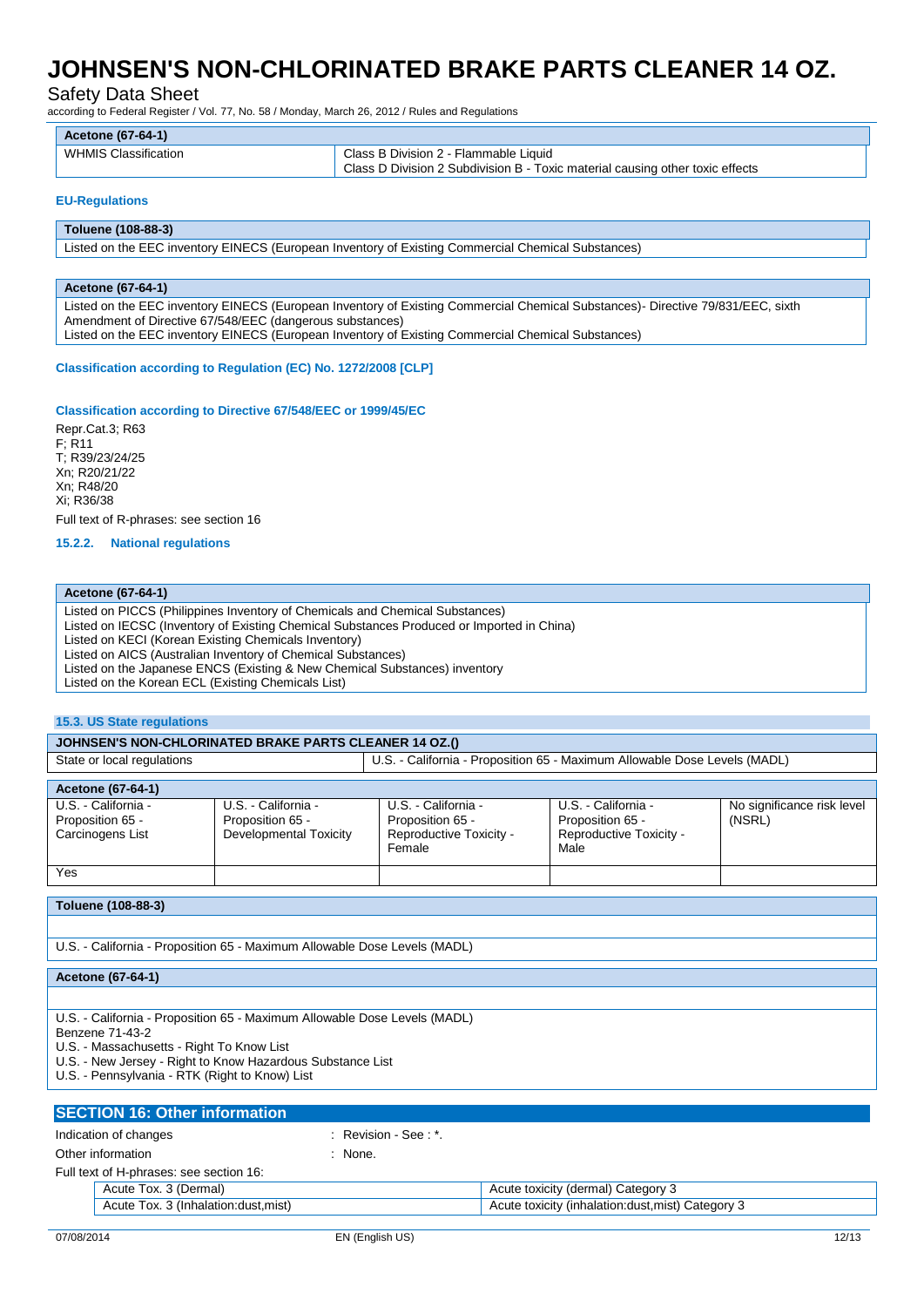| Acetone (67-64-1) | |
|---|---|
| WHMIS Classification | Class B Division 2 - Flammable Liquid<br>Class D Division 2 Subdivision B - Toxic material causing other toxic effects |

**EU-Regulations**

| Toluene (108-88-3) |
|---|
| Listed on the EEC inventory EINECS (European Inventory of Existing Commercial Chemical Substances) |

| Acetone (67-64-1) |
|---|
| Listed on the EEC inventory EINECS (European Inventory of Existing Commercial Chemical Substances)- Directive 79/831/EEC, sixth Amendment of Directive 67/548/EEC (dangerous substances)<br>Listed on the EEC inventory EINECS (European Inventory of Existing Commercial Chemical Substances) |

**Classification according to Regulation (EC) No. 1272/2008 [CLP]**

**Classification according to Directive 67/548/EEC or 1999/45/EC**

Repr.Cat.3; R63
F; R11
T; R39/23/24/25
Xn; R20/21/22
Xn; R48/20
Xi; R36/38

Full text of R-phrases: see section 16

**15.2.2. National regulations**

| Acetone (67-64-1) |
|---|
| Listed on PICCS (Philippines Inventory of Chemicals and Chemical Substances)<br>Listed on IECSC (Inventory of Existing Chemical Substances Produced or Imported in China)<br>Listed on KECI (Korean Existing Chemicals Inventory)<br>Listed on AICS (Australian Inventory of Chemical Substances)<br>Listed on the Japanese ENCS (Existing & New Chemical Substances) inventory<br>Listed on the Korean ECL (Existing Chemicals List) |

**15.3. US State regulations**

| JOHNSEN'S NON-CHLORINATED BRAKE PARTS CLEANER 14 OZ.() | |
|---|---|
| State or local regulations | U.S. - California - Proposition 65 - Maximum Allowable Dose Levels (MADL) |

| Acetone (67-64-1) | | | | |
|---|---|---|---|---|
| U.S. - California - Proposition 65 - Carcinogens List | U.S. - California - Proposition 65 - Developmental Toxicity | U.S. - California - Proposition 65 - Reproductive Toxicity - Female | U.S. - California - Proposition 65 - Reproductive Toxicity - Male | No significance risk level (NSRL) |
| Yes | | | | |

| Toluene (108-88-3) |
|---|
| |
| U.S. - California - Proposition 65 - Maximum Allowable Dose Levels (MADL) |

| Acetone (67-64-1) |
|---|
| |
| U.S. - California - Proposition 65 - Maximum Allowable Dose Levels (MADL)<br>Benzene 71-43-2<br>U.S. - Massachusetts - Right To Know List<br>U.S. - New Jersey - Right to Know Hazardous Substance List<br>U.S. - Pennsylvania - RTK (Right to Know) List |

## SECTION 16: Other information

Indication of changes : Revision - See : *.

Other information : None.

Full text of H-phrases: see section 16:

| | |
|---|---|
| Acute Tox. 3 (Dermal) | Acute toxicity (dermal) Category 3 |
| Acute Tox. 3 (Inhalation:dust,mist) | Acute toxicity (inhalation:dust,mist) Category 3 |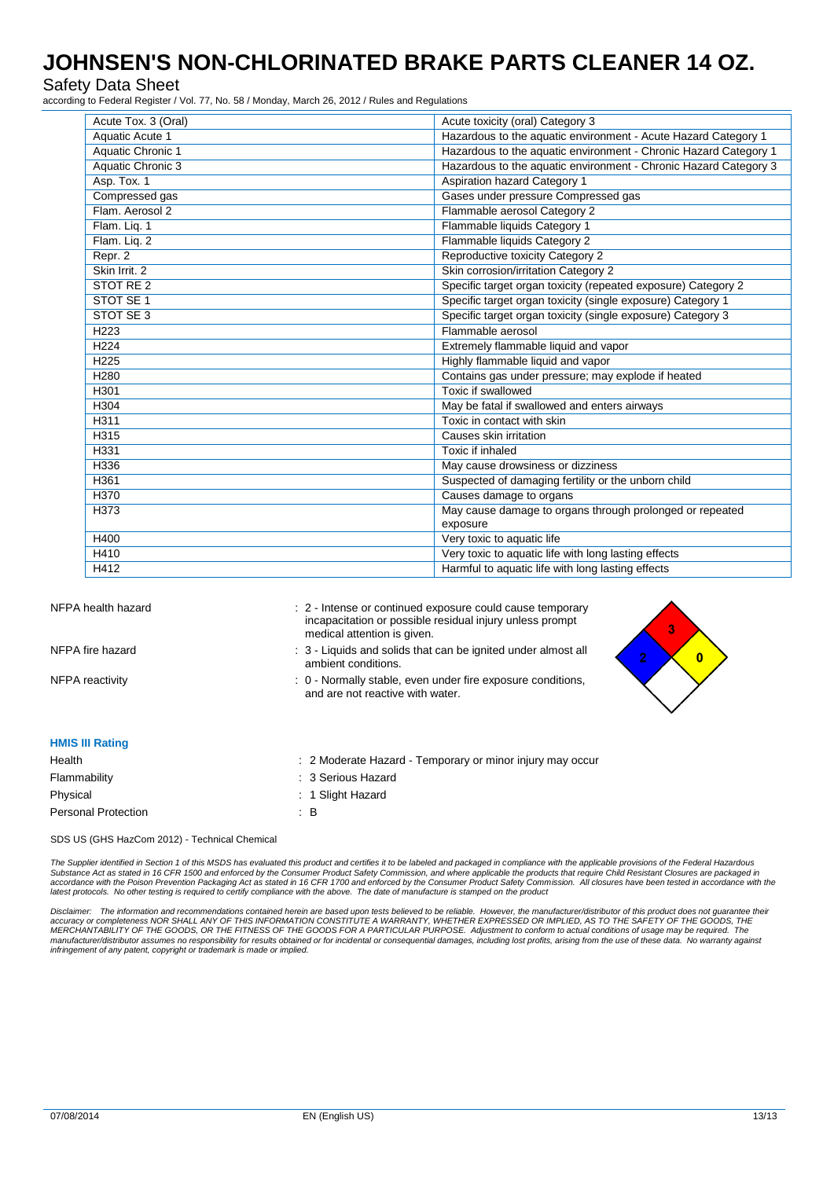# JOHNSEN'S NON-CHLORINATED BRAKE PARTS CLEANER 14 OZ.

Safety Data Sheet

according to Federal Register / Vol. 77, No. 58 / Monday, March 26, 2012 / Rules and Regulations

| | |
|---|---|
| Acute Tox. 3 (Oral) | Acute toxicity (oral) Category 3 |
| Aquatic Acute 1 | Hazardous to the aquatic environment - Acute Hazard Category 1 |
| Aquatic Chronic 1 | Hazardous to the aquatic environment - Chronic Hazard Category 1 |
| Aquatic Chronic 3 | Hazardous to the aquatic environment - Chronic Hazard Category 3 |
| Asp. Tox. 1 | Aspiration hazard Category 1 |
| Compressed gas | Gases under pressure Compressed gas |
| Flam. Aerosol 2 | Flammable aerosol Category 2 |
| Flam. Liq. 1 | Flammable liquids Category 1 |
| Flam. Liq. 2 | Flammable liquids Category 2 |
| Repr. 2 | Reproductive toxicity Category 2 |
| Skin Irrit. 2 | Skin corrosion/irritation Category 2 |
| STOT RE 2 | Specific target organ toxicity (repeated exposure) Category 2 |
| STOT SE 1 | Specific target organ toxicity (single exposure) Category 1 |
| STOT SE 3 | Specific target organ toxicity (single exposure) Category 3 |
| H223 | Flammable aerosol |
| H224 | Extremely flammable liquid and vapor |
| H225 | Highly flammable liquid and vapor |
| H280 | Contains gas under pressure; may explode if heated |
| H301 | Toxic if swallowed |
| H304 | May be fatal if swallowed and enters airways |
| H311 | Toxic in contact with skin |
| H315 | Causes skin irritation |
| H331 | Toxic if inhaled |
| H336 | May cause drowsiness or dizziness |
| H361 | Suspected of damaging fertility or the unborn child |
| H370 | Causes damage to organs |
| H373 | May cause damage to organs through prolonged or repeated exposure |
| H400 | Very toxic to aquatic life |
| H410 | Very toxic to aquatic life with long lasting effects |
| H412 | Harmful to aquatic life with long lasting effects |

NFPA health hazard : 2 - Intense or continued exposure could cause temporary incapacitation or possible residual injury unless prompt medical attention is given.

NFPA fire hazard : 3 - Liquids and solids that can be ignited under almost all ambient conditions.

NFPA reactivity : 0 - Normally stable, even under fire exposure conditions, and are not reactive with water.

3
2
0

### HMIS III Rating

Health : 2 Moderate Hazard - Temporary or minor injury may occur

Flammability : 3 Serious Hazard

Physical : 1 Slight Hazard

Personal Protection : B

SDS US (GHS HazCom 2012) - Technical Chemical

*The Supplier identified in Section 1 of this MSDS has evaluated this product and certifies it to be labeled and packaged in compliance with the applicable provisions of the Federal Hazardous Substance Act as stated in 16 CFR 1500 and enforced by the Consumer Product Safety Commission, and where applicable the products that require Child Resistant Closures are packaged in accordance with the Poison Prevention Packaging Act as stated in 16 CFR 1700 and enforced by the Consumer Product Safety Commission. All closures have been tested in accordance with the latest protocols. No other testing is required to certify compliance with the above. The date of manufacture is stamped on the product*

*Disclaimer: The information and recommendations contained herein are based upon tests believed to be reliable. However, the manufacturer/distributor of this product does not guarantee their accuracy or completeness NOR SHALL ANY OF THIS INFORMATION CONSTITUTE A WARRANTY, WHETHER EXPRESSED OR IMPLIED, AS TO THE SAFETY OF THE GOODS, THE MERCHANTABILITY OF THE GOODS, OR THE FITNESS OF THE GOODS FOR A PARTICULAR PURPOSE. Adjustment to conform to actual conditions of usage may be required. The manufacturer/distributor assumes no responsibility for results obtained or for incidental or consequential damages, including lost profits, arising from the use of these data. No warranty against infringement of any patent, copyright or trademark is made or implied.*